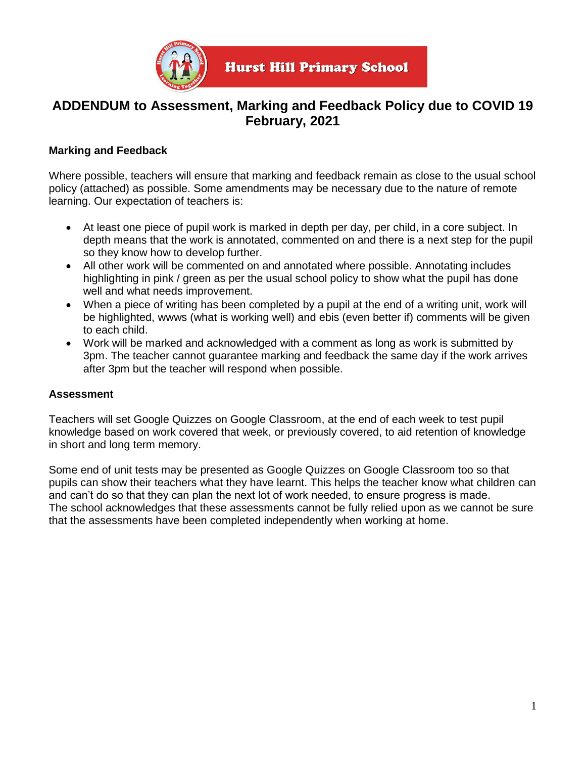Hurst Hill Primary School

# ADDENDUM to Assessment, Marking and Feedback Policy due to COVID 19 February, 2021

**Marking and Feedback**

Where possible, teachers will ensure that marking and feedback remain as close to the usual school policy (attached) as possible. Some amendments may be necessary due to the nature of remote learning. Our expectation of teachers is:

- At least one piece of pupil work is marked in depth per day, per child, in a core subject. In depth means that the work is annotated, commented on and there is a next step for the pupil so they know how to develop further.
- All other work will be commented on and annotated where possible. Annotating includes highlighting in pink / green as per the usual school policy to show what the pupil has done well and what needs improvement.
- When a piece of writing has been completed by a pupil at the end of a writing unit, work will be highlighted, wwws (what is working well) and ebis (even better if) comments will be given to each child.
- Work will be marked and acknowledged with a comment as long as work is submitted by 3pm. The teacher cannot guarantee marking and feedback the same day if the work arrives after 3pm but the teacher will respond when possible.

**Assessment**

Teachers will set Google Quizzes on Google Classroom, at the end of each week to test pupil knowledge based on work covered that week, or previously covered, to aid retention of knowledge in short and long term memory.

Some end of unit tests may be presented as Google Quizzes on Google Classroom too so that pupils can show their teachers what they have learnt. This helps the teacher know what children can and can't do so that they can plan the next lot of work needed, to ensure progress is made.
The school acknowledges that these assessments cannot be fully relied upon as we cannot be sure that the assessments have been completed independently when working at home.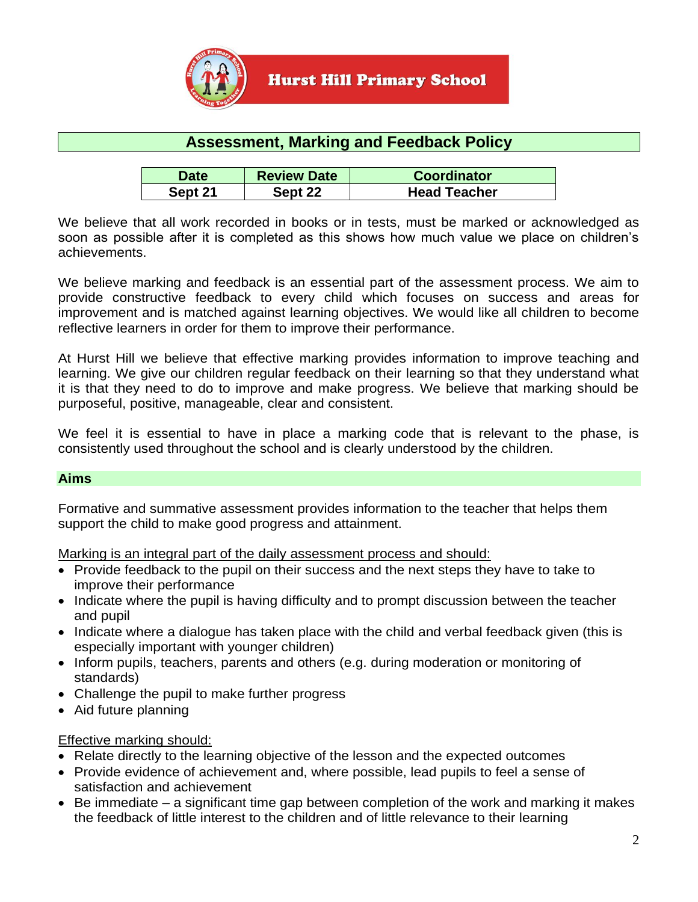**Hurst Hill Primary School**

# Assessment, Marking and Feedback Policy

| Date | Review Date | Coordinator |
| --- | --- | --- |
| Sept 21 | Sept 22 | Head Teacher |

We believe that all work recorded in books or in tests, must be marked or acknowledged as soon as possible after it is completed as this shows how much value we place on children's achievements.

We believe marking and feedback is an essential part of the assessment process. We aim to provide constructive feedback to every child which focuses on success and areas for improvement and is matched against learning objectives. We would like all children to become reflective learners in order for them to improve their performance.

At Hurst Hill we believe that effective marking provides information to improve teaching and learning. We give our children regular feedback on their learning so that they understand what it is that they need to do to improve and make progress. We believe that marking should be purposeful, positive, manageable, clear and consistent.

We feel it is essential to have in place a marking code that is relevant to the phase, is consistently used throughout the school and is clearly understood by the children.

## Aims

Formative and summative assessment provides information to the teacher that helps them support the child to make good progress and attainment.

<u>Marking is an integral part of the daily assessment process and should:</u>

- Provide feedback to the pupil on their success and the next steps they have to take to improve their performance
- Indicate where the pupil is having difficulty and to prompt discussion between the teacher and pupil
- Indicate where a dialogue has taken place with the child and verbal feedback given (this is especially important with younger children)
- Inform pupils, teachers, parents and others (e.g. during moderation or monitoring of standards)
- Challenge the pupil to make further progress
- Aid future planning

<u>Effective marking should:</u>

- Relate directly to the learning objective of the lesson and the expected outcomes
- Provide evidence of achievement and, where possible, lead pupils to feel a sense of satisfaction and achievement
- Be immediate – a significant time gap between completion of the work and marking it makes the feedback of little interest to the children and of little relevance to their learning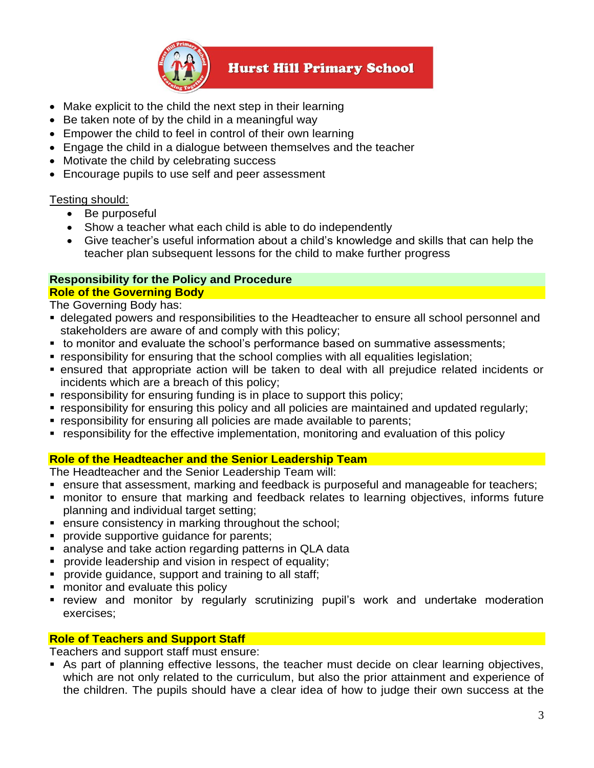- Make explicit to the child the next step in their learning
- Be taken note of by the child in a meaningful way
- Empower the child to feel in control of their own learning
- Engage the child in a dialogue between themselves and the teacher
- Motivate the child by celebrating success
- Encourage pupils to use self and peer assessment

Testing should:

- Be purposeful
- Show a teacher what each child is able to do independently
- Give teacher's useful information about a child's knowledge and skills that can help the teacher plan subsequent lessons for the child to make further progress

## Responsibility for the Policy and Procedure

### Role of the Governing Body

The Governing Body has:

- delegated powers and responsibilities to the Headteacher to ensure all school personnel and stakeholders are aware of and comply with this policy;
- to monitor and evaluate the school's performance based on summative assessments;
- responsibility for ensuring that the school complies with all equalities legislation;
- ensured that appropriate action will be taken to deal with all prejudice related incidents or incidents which are a breach of this policy;
- responsibility for ensuring funding is in place to support this policy;
- responsibility for ensuring this policy and all policies are maintained and updated regularly;
- responsibility for ensuring all policies are made available to parents;
- responsibility for the effective implementation, monitoring and evaluation of this policy

### Role of the Headteacher and the Senior Leadership Team

The Headteacher and the Senior Leadership Team will:

- ensure that assessment, marking and feedback is purposeful and manageable for teachers;
- monitor to ensure that marking and feedback relates to learning objectives, informs future planning and individual target setting;
- ensure consistency in marking throughout the school;
- provide supportive guidance for parents;
- analyse and take action regarding patterns in QLA data
- provide leadership and vision in respect of equality;
- provide guidance, support and training to all staff;
- monitor and evaluate this policy
- review and monitor by regularly scrutinizing pupil's work and undertake moderation exercises;

### Role of Teachers and Support Staff

Teachers and support staff must ensure:

- As part of planning effective lessons, the teacher must decide on clear learning objectives, which are not only related to the curriculum, but also the prior attainment and experience of the children. The pupils should have a clear idea of how to judge their own success at the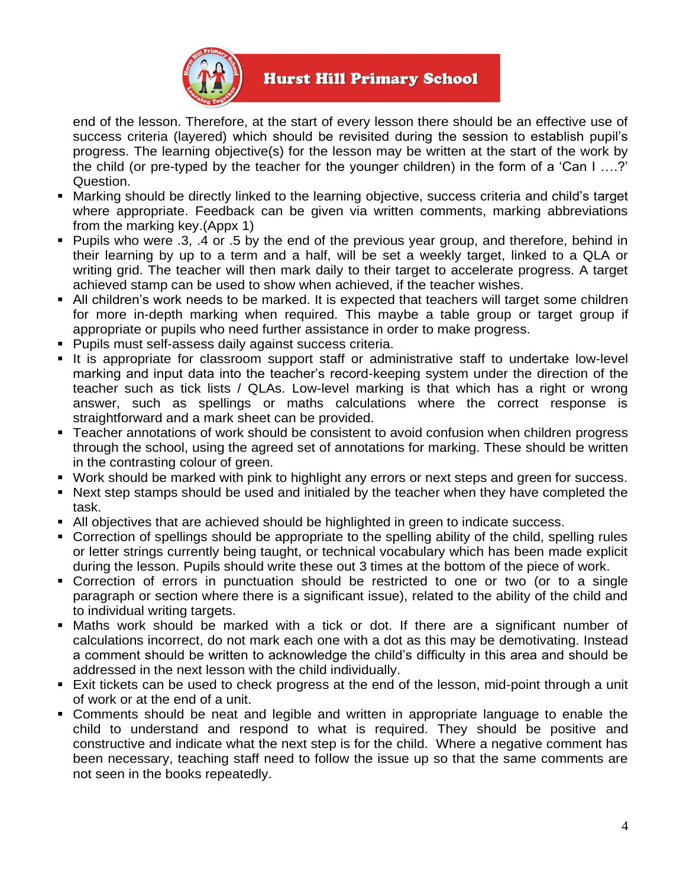end of the lesson. Therefore, at the start of every lesson there should be an effective use of success criteria (layered) which should be revisited during the session to establish pupil's progress. The learning objective(s) for the lesson may be written at the start of the work by the child (or pre-typed by the teacher for the younger children) in the form of a 'Can I ….?' Question.

- Marking should be directly linked to the learning objective, success criteria and child's target where appropriate. Feedback can be given via written comments, marking abbreviations from the marking key.(Appx 1)
- Pupils who were .3, .4 or .5 by the end of the previous year group, and therefore, behind in their learning by up to a term and a half, will be set a weekly target, linked to a QLA or writing grid. The teacher will then mark daily to their target to accelerate progress. A target achieved stamp can be used to show when achieved, if the teacher wishes.
- All children's work needs to be marked. It is expected that teachers will target some children for more in-depth marking when required. This maybe a table group or target group if appropriate or pupils who need further assistance in order to make progress.
- Pupils must self-assess daily against success criteria.
- It is appropriate for classroom support staff or administrative staff to undertake low-level marking and input data into the teacher's record-keeping system under the direction of the teacher such as tick lists / QLAs. Low-level marking is that which has a right or wrong answer, such as spellings or maths calculations where the correct response is straightforward and a mark sheet can be provided.
- Teacher annotations of work should be consistent to avoid confusion when children progress through the school, using the agreed set of annotations for marking. These should be written in the contrasting colour of green.
- Work should be marked with pink to highlight any errors or next steps and green for success.
- Next step stamps should be used and initialed by the teacher when they have completed the task.
- All objectives that are achieved should be highlighted in green to indicate success.
- Correction of spellings should be appropriate to the spelling ability of the child, spelling rules or letter strings currently being taught, or technical vocabulary which has been made explicit during the lesson. Pupils should write these out 3 times at the bottom of the piece of work.
- Correction of errors in punctuation should be restricted to one or two (or to a single paragraph or section where there is a significant issue), related to the ability of the child and to individual writing targets.
- Maths work should be marked with a tick or dot. If there are a significant number of calculations incorrect, do not mark each one with a dot as this may be demotivating. Instead a comment should be written to acknowledge the child's difficulty in this area and should be addressed in the next lesson with the child individually.
- Exit tickets can be used to check progress at the end of the lesson, mid-point through a unit of work or at the end of a unit.
- Comments should be neat and legible and written in appropriate language to enable the child to understand and respond to what is required. They should be positive and constructive and indicate what the next step is for the child. Where a negative comment has been necessary, teaching staff need to follow the issue up so that the same comments are not seen in the books repeatedly.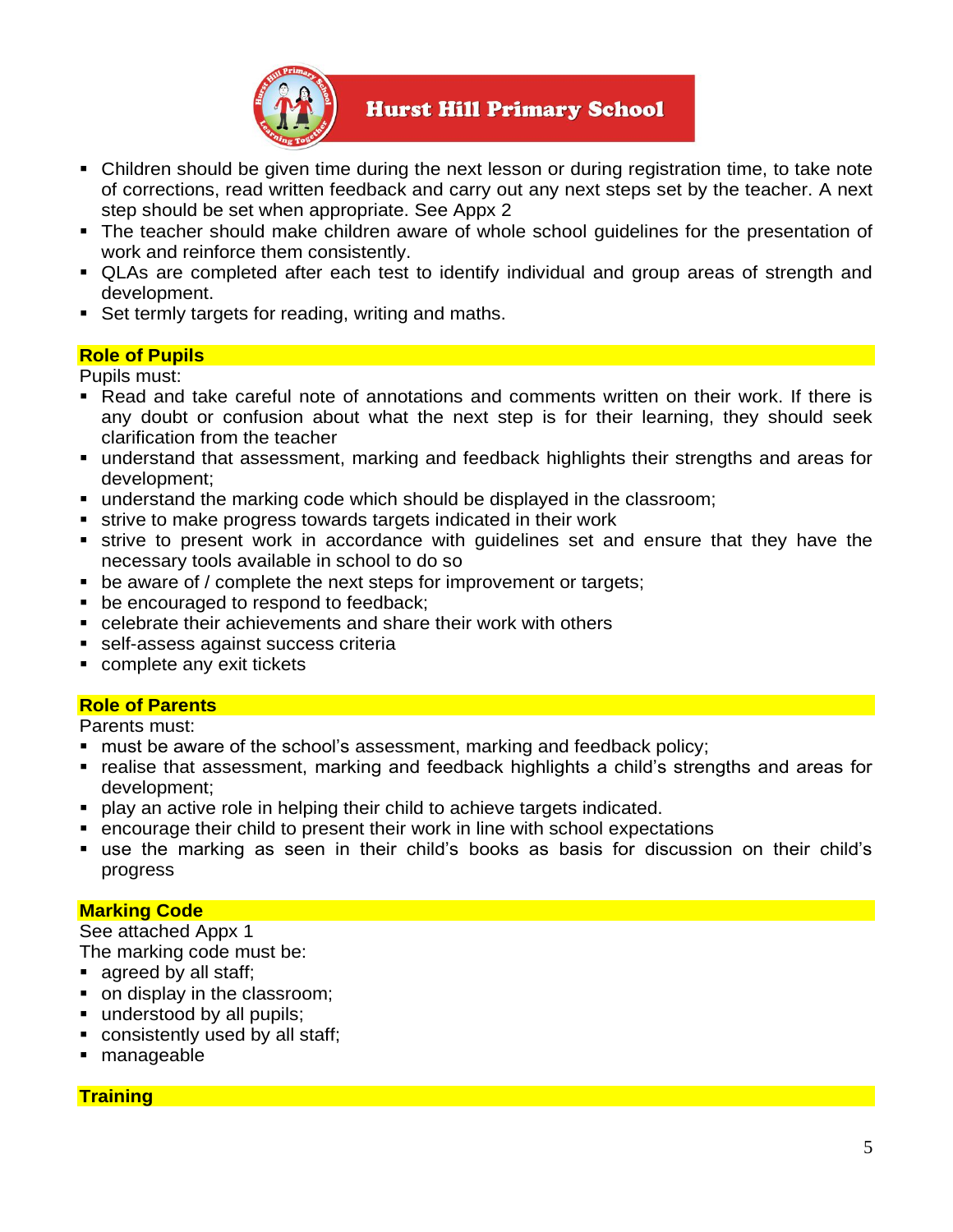- Children should be given time during the next lesson or during registration time, to take note of corrections, read written feedback and carry out any next steps set by the teacher. A next step should be set when appropriate. See Appx 2
- The teacher should make children aware of whole school guidelines for the presentation of work and reinforce them consistently.
- QLAs are completed after each test to identify individual and group areas of strength and development.
- Set termly targets for reading, writing and maths.

## Role of Pupils

Pupils must:

- Read and take careful note of annotations and comments written on their work. If there is any doubt or confusion about what the next step is for their learning, they should seek clarification from the teacher
- understand that assessment, marking and feedback highlights their strengths and areas for development;
- understand the marking code which should be displayed in the classroom;
- strive to make progress towards targets indicated in their work
- strive to present work in accordance with guidelines set and ensure that they have the necessary tools available in school to do so
- be aware of / complete the next steps for improvement or targets;
- be encouraged to respond to feedback;
- celebrate their achievements and share their work with others
- self-assess against success criteria
- complete any exit tickets

## Role of Parents

Parents must:

- must be aware of the school's assessment, marking and feedback policy;
- realise that assessment, marking and feedback highlights a child's strengths and areas for development;
- play an active role in helping their child to achieve targets indicated.
- encourage their child to present their work in line with school expectations
- use the marking as seen in their child's books as basis for discussion on their child's progress

## Marking Code

See attached Appx 1

The marking code must be:

- agreed by all staff;
- on display in the classroom;
- understood by all pupils;
- consistently used by all staff;
- manageable

## Training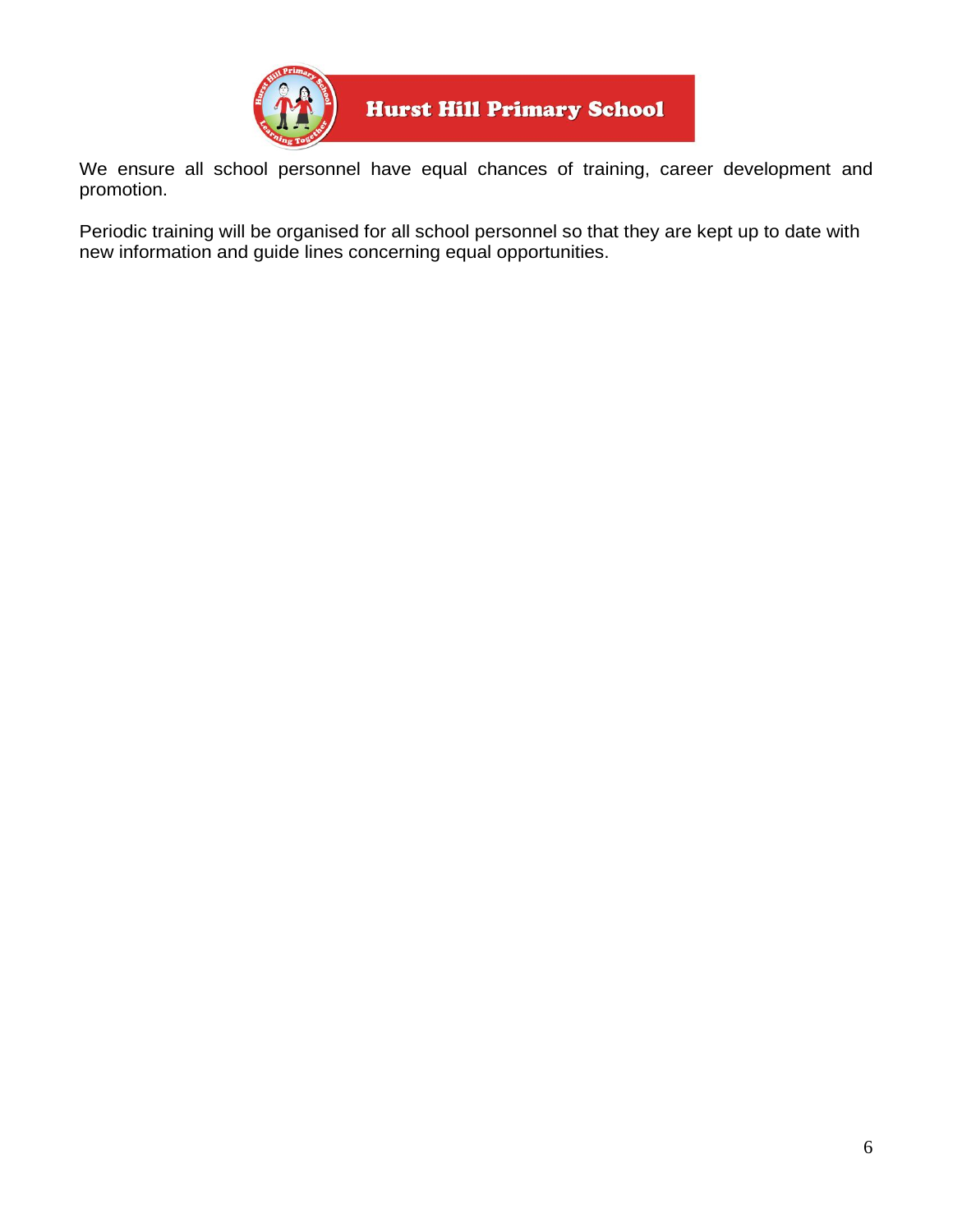We ensure all school personnel have equal chances of training, career development and promotion.

Periodic training will be organised for all school personnel so that they are kept up to date with new information and guide lines concerning equal opportunities.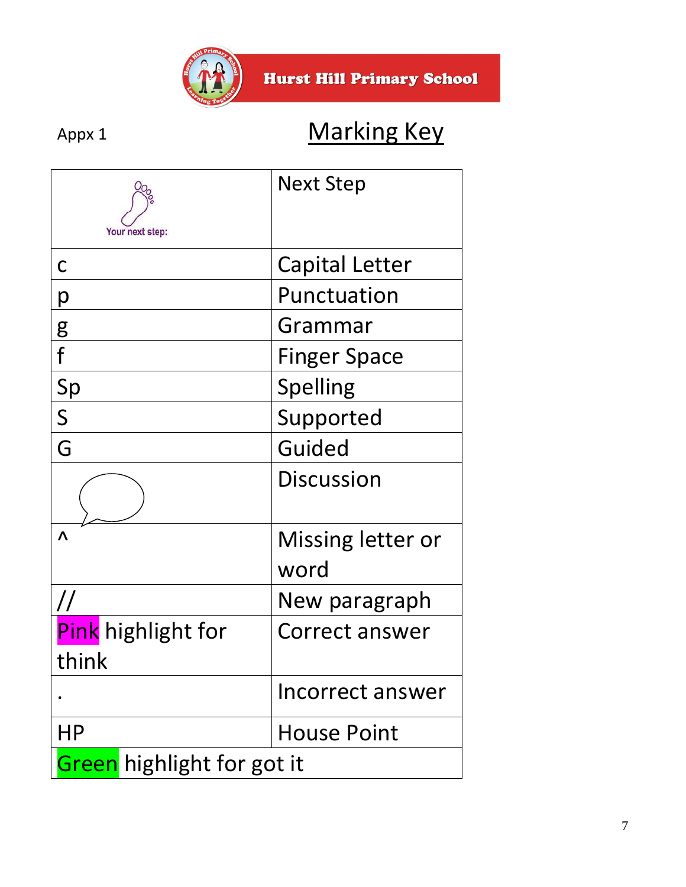Hurst Hill Primary School

Appx 1

# Marking Key

| | |
|---|---|
| Your next step: | Next Step |
| c | Capital Letter |
| p | Punctuation |
| g | Grammar |
| f | Finger Space |
| Sp | Spelling |
| S | Supported |
| G | Guided |
| | Discussion |
| ^ | Missing letter or word |
| // | New paragraph |
| Pink highlight for think | Correct answer |
| . | Incorrect answer |
| HP | House Point |
| Green highlight for got it | |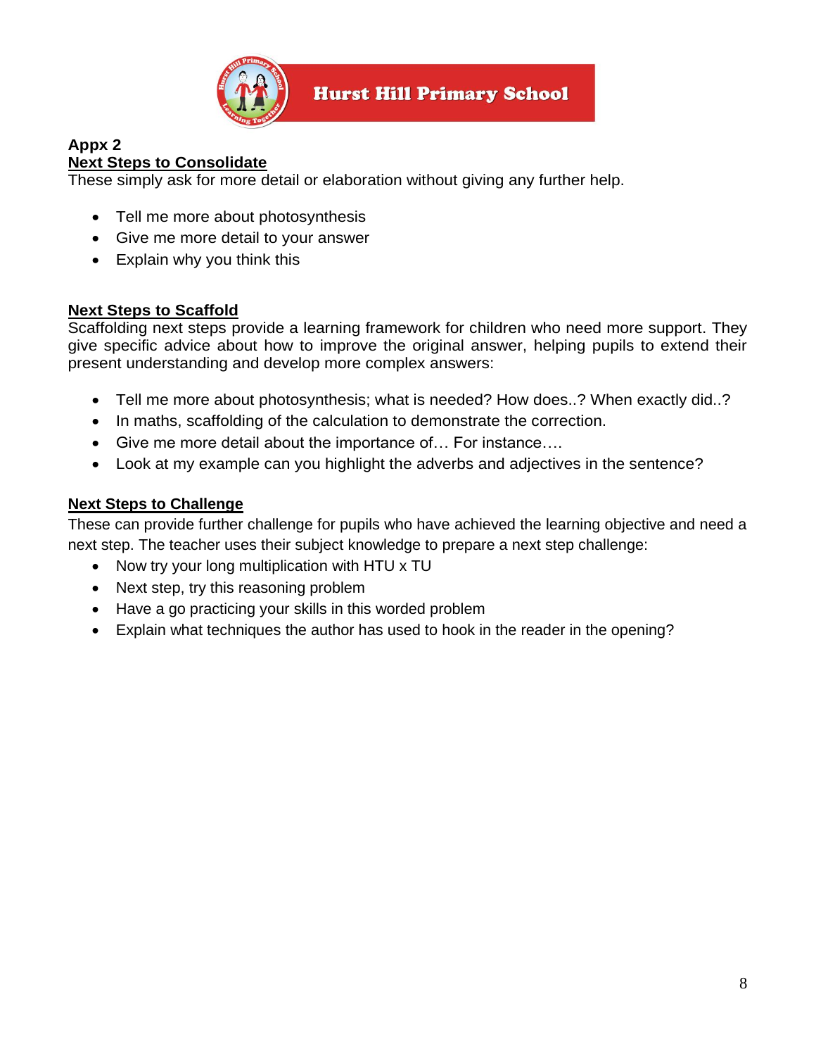**Hurst Hill Primary School**

**Appx 2**

## Next Steps to Consolidate

These simply ask for more detail or elaboration without giving any further help.

- Tell me more about photosynthesis
- Give me more detail to your answer
- Explain why you think this

## Next Steps to Scaffold

Scaffolding next steps provide a learning framework for children who need more support. They give specific advice about how to improve the original answer, helping pupils to extend their present understanding and develop more complex answers:

- Tell me more about photosynthesis; what is needed? How does..? When exactly did..?
- In maths, scaffolding of the calculation to demonstrate the correction.
- Give me more detail about the importance of… For instance….
- Look at my example can you highlight the adverbs and adjectives in the sentence?

## Next Steps to Challenge

These can provide further challenge for pupils who have achieved the learning objective and need a next step. The teacher uses their subject knowledge to prepare a next step challenge:

- Now try your long multiplication with HTU x TU
- Next step, try this reasoning problem
- Have a go practicing your skills in this worded problem
- Explain what techniques the author has used to hook in the reader in the opening?